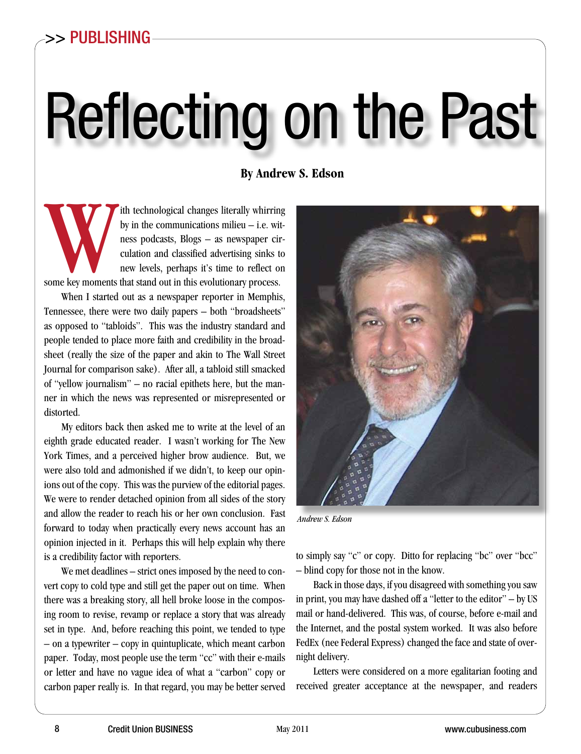>> PUBLISHING

# Reflecting on the Past

**By Andrew S. Edson**

With technological changes literally whirring by in the communications milieu – i.e. witness podcasts, Blogs – as newspaper circulation and classified advertising sinks to new levels, perhaps it's time to reflect on some key moments that stand out in this evolutionary process.

When I started out as a newspaper reporter in Memphis, Tennessee, there were two daily papers – both "broadsheets" as opposed to "tabloids". This was the industry standard and people tended to place more faith and credibility in the broadsheet (really the size of the paper and akin to The Wall Street Journal for comparison sake). After all, a tabloid still smacked of "yellow journalism" – no racial epithets here, but the manner in which the news was represented or misrepresented or distorted.

My editors back then asked me to write at the level of an eighth grade educated reader. I wasn't working for The New York Times, and a perceived higher brow audience. But, we were also told and admonished if we didn't, to keep our opinions out of the copy. This was the purview of the editorial pages. We were to render detached opinion from all sides of the story and allow the reader to reach his or her own conclusion. Fast forward to today when practically every news account has an opinion injected in it. Perhaps this will help explain why there is a credibility factor with reporters.

We met deadlines – strict ones imposed by the need to convert copy to cold type and still get the paper out on time. When there was a breaking story, all hell broke loose in the composing room to revise, revamp or replace a story that was already set in type. And, before reaching this point, we tended to type – on a typewriter – copy in quintuplicate, which meant carbon paper. Today, most people use the term "cc" with their e-mails or letter and have no vague idea of what a "carbon" copy or carbon paper really is. In that regard, you may be better served to simply say "c" or copy. Ditto for replacing "bc" over "bcc" – blind copy for those not in the know.

*Andrew S. Edson*

Back in those days, if you disagreed with something you saw in print, you may have dashed off a "letter to the editor" – by US mail or hand-delivered. This was, of course, before e-mail and the Internet, and the postal system worked. It was also before FedEx (nee Federal Express) changed the face and state of overnight delivery.

Letters were considered on a more egalitarian footing and received greater acceptance at the newspaper, and readers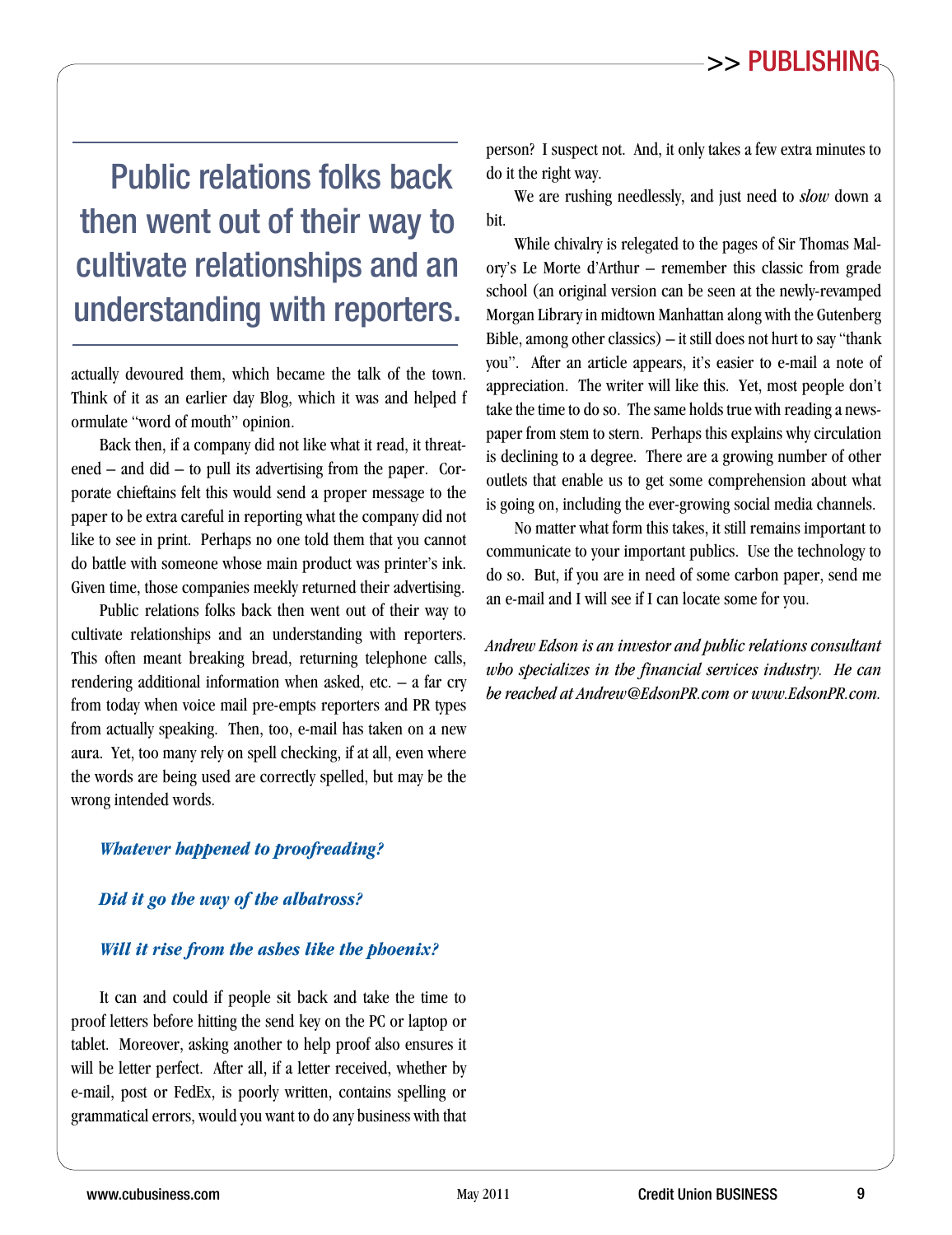> Public relations folks back then went out of their way to cultivate relationships and an understanding with reporters.

actually devoured them, which became the talk of the town. Think of it as an earlier day Blog, which it was and helped f ormulate "word of mouth" opinion.

Back then, if a company did not like what it read, it threatened – and did – to pull its advertising from the paper. Corporate chieftains felt this would send a proper message to the paper to be extra careful in reporting what the company did not like to see in print. Perhaps no one told them that you cannot do battle with someone whose main product was printer's ink. Given time, those companies meekly returned their advertising.

Public relations folks back then went out of their way to cultivate relationships and an understanding with reporters. This often meant breaking bread, returning telephone calls, rendering additional information when asked, etc. – a far cry from today when voice mail pre-empts reporters and PR types from actually speaking. Then, too, e-mail has taken on a new aura. Yet, too many rely on spell checking, if at all, even where the words are being used are correctly spelled, but may be the wrong intended words.

***Whatever happened to proofreading?***

***Did it go the way of the albatross?***

***Will it rise from the ashes like the phoenix?***

It can and could if people sit back and take the time to proof letters before hitting the send key on the PC or laptop or tablet. Moreover, asking another to help proof also ensures it will be letter perfect. After all, if a letter received, whether by e-mail, post or FedEx, is poorly written, contains spelling or grammatical errors, would you want to do any business with that person? I suspect not. And, it only takes a few extra minutes to do it the right way.

We are rushing needlessly, and just need to *slow* down a bit.

While chivalry is relegated to the pages of Sir Thomas Malory's Le Morte d'Arthur – remember this classic from grade school (an original version can be seen at the newly-revamped Morgan Library in midtown Manhattan along with the Gutenberg Bible, among other classics) – it still does not hurt to say "thank you". After an article appears, it's easier to e-mail a note of appreciation. The writer will like this. Yet, most people don't take the time to do so. The same holds true with reading a newspaper from stem to stern. Perhaps this explains why circulation is declining to a degree. There are a growing number of other outlets that enable us to get some comprehension about what is going on, including the ever-growing social media channels.

No matter what form this takes, it still remains important to communicate to your important publics. Use the technology to do so. But, if you are in need of some carbon paper, send me an e-mail and I will see if I can locate some for you.

*Andrew Edson is an investor and public relations consultant who specializes in the financial services industry. He can be reached at Andrew@EdsonPR.com or www.EdsonPR.com.*